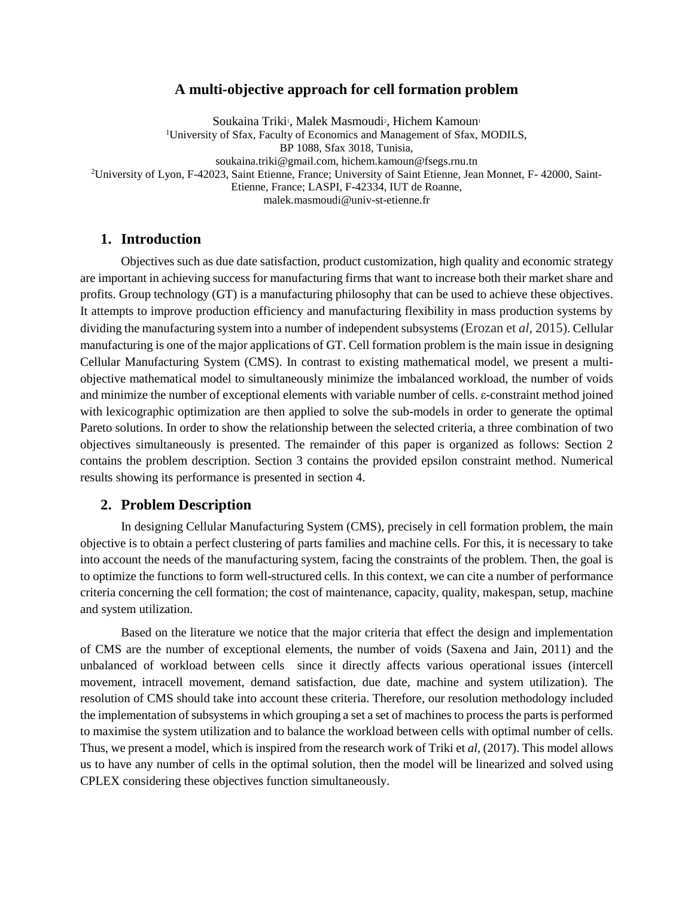# A multi-objective approach for cell formation problem

Soukaina Triki[1], Malek Masmoudi[2], Hichem Kamoun[1]

[1]University of Sfax, Faculty of Economics and Management of Sfax, MODILS, BP 1088, Sfax 3018, Tunisia, soukaina.triki@gmail.com, hichem.kamoun@fsegs.rnu.tn

[2]University of Lyon, F-42023, Saint Etienne, France; University of Saint Etienne, Jean Monnet, F- 42000, Saint-Etienne, France; LASPI, F-42334, IUT de Roanne, malek.masmoudi@univ-st-etienne.fr

## 1. Introduction

Objectives such as due date satisfaction, product customization, high quality and economic strategy are important in achieving success for manufacturing firms that want to increase both their market share and profits. Group technology (GT) is a manufacturing philosophy that can be used to achieve these objectives. It attempts to improve production efficiency and manufacturing flexibility in mass production systems by dividing the manufacturing system into a number of independent subsystems (Erozan et *al*, 2015). Cellular manufacturing is one of the major applications of GT. Cell formation problem is the main issue in designing Cellular Manufacturing System (CMS). In contrast to existing mathematical model, we present a multi-objective mathematical model to simultaneously minimize the imbalanced workload, the number of voids and minimize the number of exceptional elements with variable number of cells. ε-constraint method joined with lexicographic optimization are then applied to solve the sub-models in order to generate the optimal Pareto solutions. In order to show the relationship between the selected criteria, a three combination of two objectives simultaneously is presented. The remainder of this paper is organized as follows: Section 2 contains the problem description. Section 3 contains the provided epsilon constraint method. Numerical results showing its performance is presented in section 4.

## 2. Problem Description

In designing Cellular Manufacturing System (CMS), precisely in cell formation problem, the main objective is to obtain a perfect clustering of parts families and machine cells. For this, it is necessary to take into account the needs of the manufacturing system, facing the constraints of the problem. Then, the goal is to optimize the functions to form well-structured cells. In this context, we can cite a number of performance criteria concerning the cell formation; the cost of maintenance, capacity, quality, makespan, setup, machine and system utilization.

Based on the literature we notice that the major criteria that effect the design and implementation of CMS are the number of exceptional elements, the number of voids (Saxena and Jain, 2011) and the unbalanced of workload between cells since it directly affects various operational issues (intercell movement, intracell movement, demand satisfaction, due date, machine and system utilization). The resolution of CMS should take into account these criteria. Therefore, our resolution methodology included the implementation of subsystems in which grouping a set a set of machines to process the parts is performed to maximise the system utilization and to balance the workload between cells with optimal number of cells. Thus, we present a model, which is inspired from the research work of Triki et *al*, (2017). This model allows us to have any number of cells in the optimal solution, then the model will be linearized and solved using CPLEX considering these objectives function simultaneously.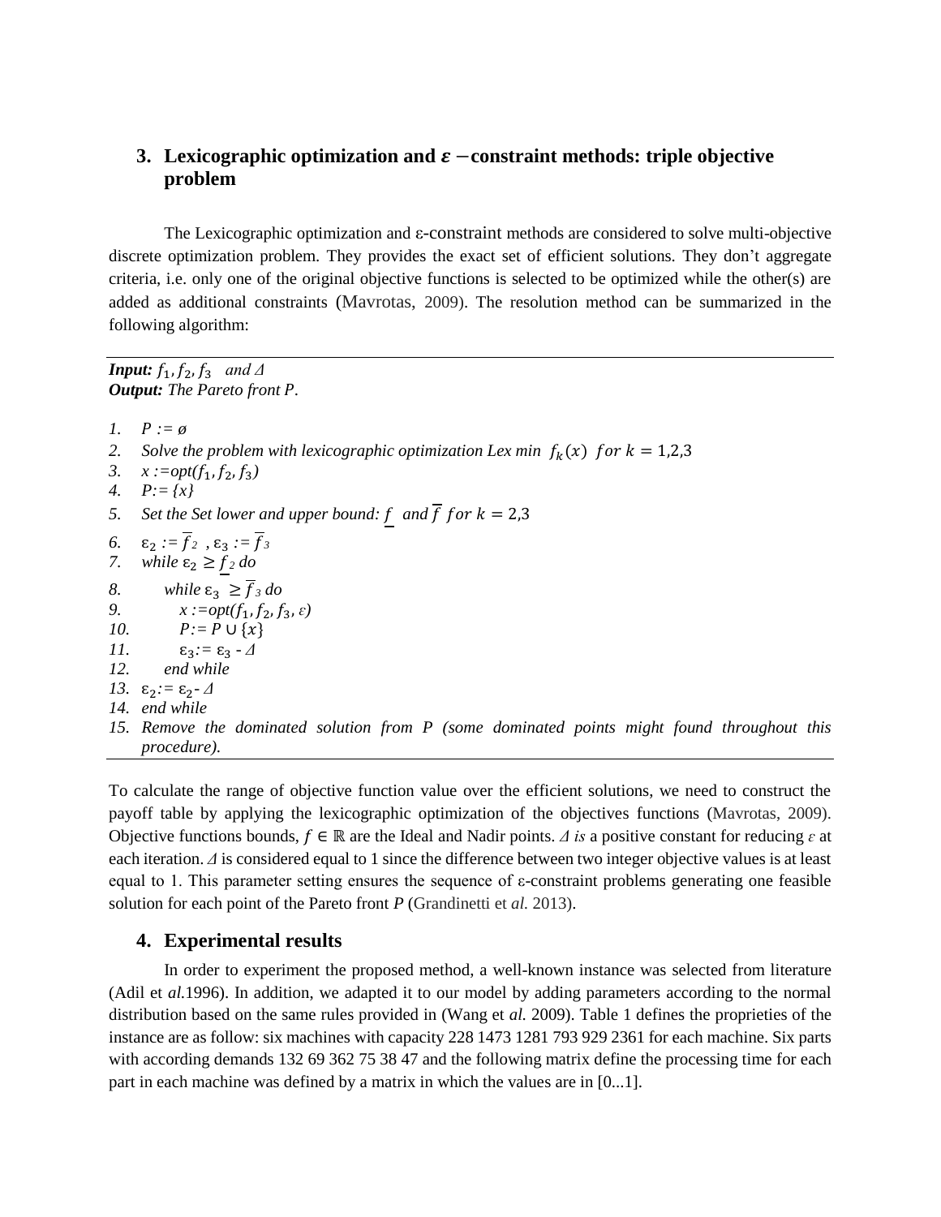## 3. Lexicographic optimization and $\varepsilon$ −constraint methods: triple objective problem

The Lexicographic optimization and ε-constraint methods are considered to solve multi-objective discrete optimization problem. They provides the exact set of efficient solutions. They don't aggregate criteria, i.e. only one of the original objective functions is selected to be optimized while the other(s) are added as additional constraints (Mavrotas, 2009). The resolution method can be summarized in the following algorithm:

---

***Input:*** *$f_1, f_2, f_3$ and $\Delta$*
***Output:*** *The Pareto front P.*

1. *$P := \emptyset$*
2. *Solve the problem with lexicographic optimization Lex min $f_k(x)$ $for\ k = 1,2,3$*
3. *$x := opt(f_1, f_2, f_3)$*
4. *$P := \{x\}$*
5. *Set the Set lower and upper bound: $\underline{f}$ and $\overline{f}$ $for\ k = 2,3$*
6. *$\varepsilon_2 := \overline{f}_2$ , $\varepsilon_3 := \overline{f}_3$*
7. *while $\varepsilon_2 \geq \underline{f}_2$ do*
8. *while $\varepsilon_3 \geq \overline{f}_3$ do*
9. *$x := opt(f_1, f_2, f_3, \varepsilon)$*
10. *$P := P \cup \{x\}$*
11. *$\varepsilon_3 := \varepsilon_3 - \Delta$*
12. *end while*
13. *$\varepsilon_2 := \varepsilon_2 - \Delta$*
14. *end while*
15. *Remove the dominated solution from P (some dominated points might found throughout this procedure).*

---

To calculate the range of objective function value over the efficient solutions, we need to construct the payoff table by applying the lexicographic optimization of the objectives functions (Mavrotas, 2009). Objective functions bounds, $f \in \mathbb{R}$ are the Ideal and Nadir points. *$\Delta$ is* a positive constant for reducing *$\varepsilon$* at each iteration. *$\Delta$* is considered equal to 1 since the difference between two integer objective values is at least equal to 1. This parameter setting ensures the sequence of ε-constraint problems generating one feasible solution for each point of the Pareto front *P* (Grandinetti et *al.* 2013).

## 4. Experimental results

In order to experiment the proposed method, a well-known instance was selected from literature (Adil et *al.*1996). In addition, we adapted it to our model by adding parameters according to the normal distribution based on the same rules provided in (Wang et *al.* 2009). Table 1 defines the proprieties of the instance are as follow: six machines with capacity 228 1473 1281 793 929 2361 for each machine. Six parts with according demands 132 69 362 75 38 47 and the following matrix define the processing time for each part in each machine was defined by a matrix in which the values are in [0...1].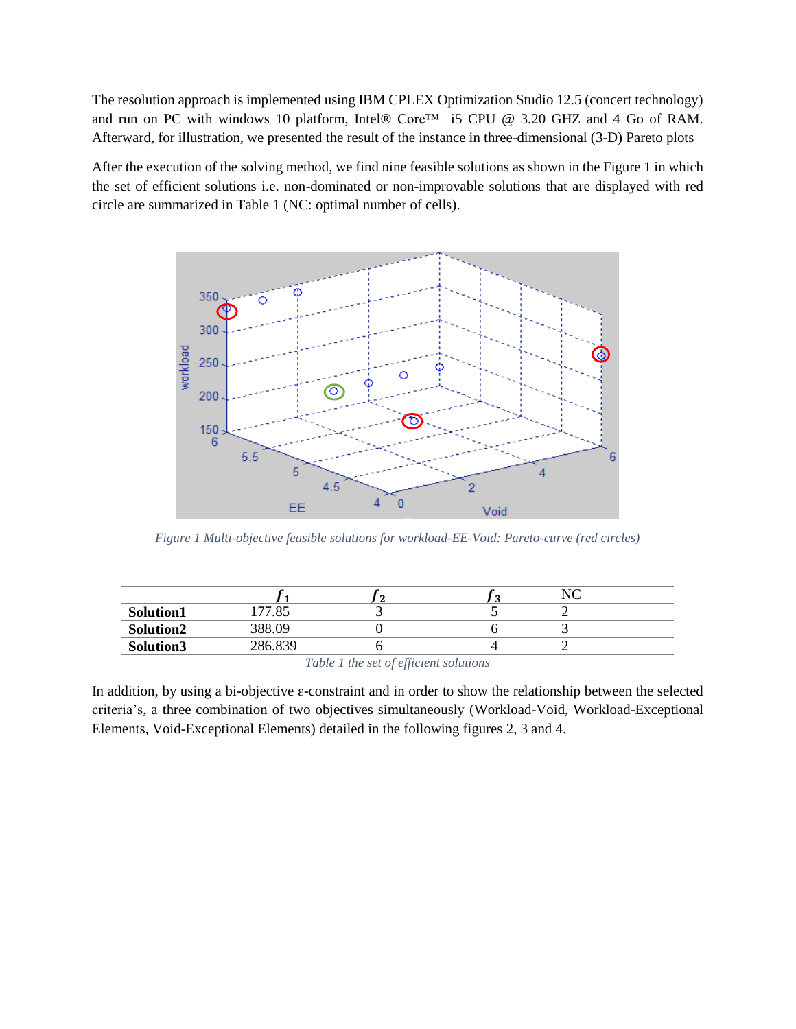The resolution approach is implemented using IBM CPLEX Optimization Studio 12.5 (concert technology) and run on PC with windows 10 platform, Intel® Core™ i5 CPU @ 3.20 GHZ and 4 Go of RAM. Afterward, for illustration, we presented the result of the instance in three-dimensional (3-D) Pareto plots

After the execution of the solving method, we find nine feasible solutions as shown in the Figure 1 in which the set of efficient solutions i.e. non-dominated or non-improvable solutions that are displayed with red circle are summarized in Table 1 (NC: optimal number of cells).

*Figure 1 Multi-objective feasible solutions for workload-EE-Void: Pareto-curve (red circles)*

| | $f_1$ | $f_2$ | $f_3$ | NC |
|---|---|---|---|---|
| **Solution1** | 177.85 | 3 | 5 | 2 |
| **Solution2** | 388.09 | 0 | 6 | 3 |
| **Solution3** | 286.839 | 6 | 4 | 2 |

*Table 1 the set of efficient solutions*

In addition, by using a bi-objective ε-constraint and in order to show the relationship between the selected criteria's, a three combination of two objectives simultaneously (Workload-Void, Workload-Exceptional Elements, Void-Exceptional Elements) detailed in the following figures 2, 3 and 4.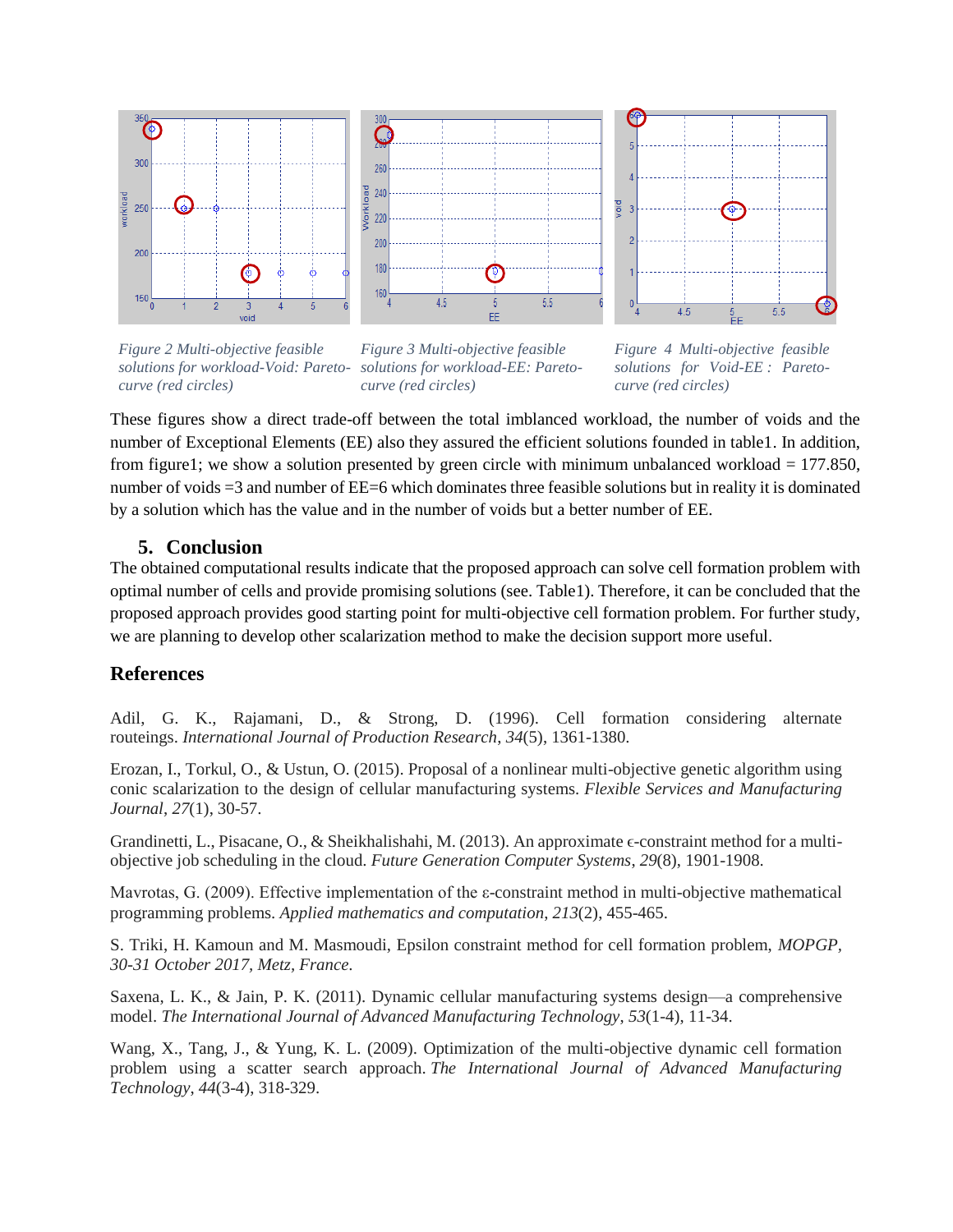350
300
250
200
150
workload
0 1 2 3 4 5 6
void

300
280
260
240
220
200
180
160
Workload
4 4.5 5 5.5 6
EE

5
4
3
2
1
0
void
4 4.5 5 5.5
EE

*Figure 2 Multi-objective feasible solutions for workload-Void: Pareto-curve (red circles)*

*Figure 3 Multi-objective feasible solutions for workload-EE: Pareto-curve (red circles)*

*Figure 4 Multi-objective feasible solutions for Void-EE : Pareto-curve (red circles)*

These figures show a direct trade-off between the total imblanced workload, the number of voids and the number of Exceptional Elements (EE) also they assured the efficient solutions founded in table1. In addition, from figure1; we show a solution presented by green circle with minimum unbalanced workload = 177.850, number of voids =3 and number of EE=6 which dominates three feasible solutions but in reality it is dominated by a solution which has the value and in the number of voids but a better number of EE.

## 5. Conclusion

The obtained computational results indicate that the proposed approach can solve cell formation problem with optimal number of cells and provide promising solutions (see. Table1). Therefore, it can be concluded that the proposed approach provides good starting point for multi-objective cell formation problem. For further study, we are planning to develop other scalarization method to make the decision support more useful.

## References

Adil, G. K., Rajamani, D., & Strong, D. (1996). Cell formation considering alternate routeings. *International Journal of Production Research*, *34*(5), 1361-1380.

Erozan, I., Torkul, O., & Ustun, O. (2015). Proposal of a nonlinear multi-objective genetic algorithm using conic scalarization to the design of cellular manufacturing systems. *Flexible Services and Manufacturing Journal*, *27*(1), 30-57.

Grandinetti, L., Pisacane, O., & Sheikhalishahi, M. (2013). An approximate ϵ-constraint method for a multi-objective job scheduling in the cloud. *Future Generation Computer Systems*, *29*(8), 1901-1908.

Mavrotas, G. (2009). Effective implementation of the ε-constraint method in multi-objective mathematical programming problems. *Applied mathematics and computation*, *213*(2), 455-465.

S. Triki, H. Kamoun and M. Masmoudi, Epsilon constraint method for cell formation problem, *MOPGP, 30-31 October 2017, Metz, France.*

Saxena, L. K., & Jain, P. K. (2011). Dynamic cellular manufacturing systems design—a comprehensive model. *The International Journal of Advanced Manufacturing Technology*, *53*(1-4), 11-34.

Wang, X., Tang, J., & Yung, K. L. (2009). Optimization of the multi-objective dynamic cell formation problem using a scatter search approach. *The International Journal of Advanced Manufacturing Technology*, *44*(3-4), 318-329.